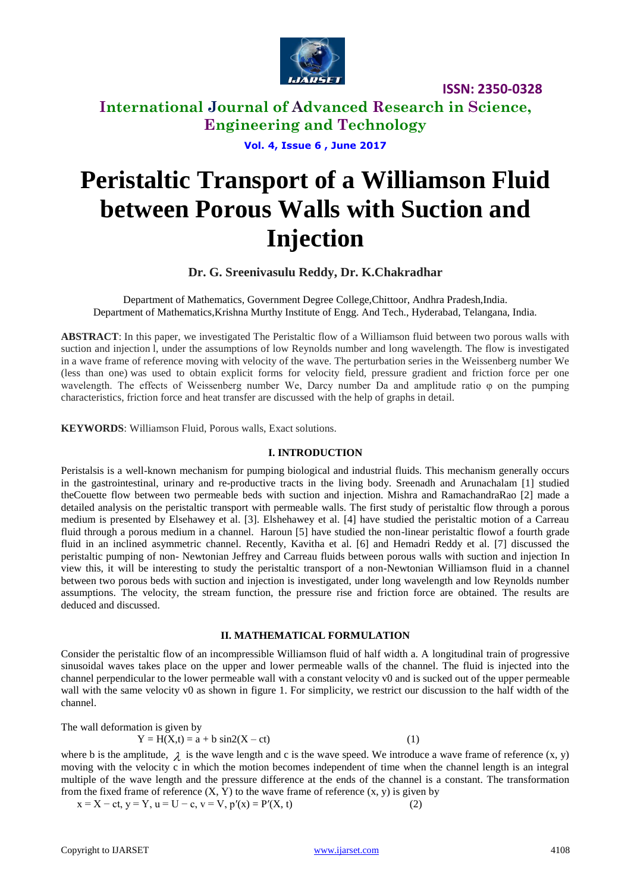# Peristaltic Transport of a Williamson Fluid between Porous Walls with Suction and Injection

**Dr. G. Sreenivasulu Reddy, Dr. K.Chakradhar**

Department of Mathematics, Government Degree College,Chittoor, Andhra Pradesh,India.
Department of Mathematics,Krishna Murthy Institute of Engg. And Tech., Hyderabad, Telangana, India.

**ABSTRACT**: In this paper, we investigated The Peristaltic flow of a Williamson fluid between two porous walls with suction and injection l, under the assumptions of low Reynolds number and long wavelength. The flow is investigated in a wave frame of reference moving with velocity of the wave. The perturbation series in the Weissenberg number We (less than one) was used to obtain explicit forms for velocity field, pressure gradient and friction force per one wavelength. The effects of Weissenberg number We, Darcy number Da and amplitude ratio φ on the pumping characteristics, friction force and heat transfer are discussed with the help of graphs in detail.

**KEYWORDS**: Williamson Fluid, Porous walls, Exact solutions.

## I. INTRODUCTION

Peristalsis is a well-known mechanism for pumping biological and industrial fluids. This mechanism generally occurs in the gastrointestinal, urinary and re-productive tracts in the living body. Sreenadh and Arunachalam [1] studied theCouette flow between two permeable beds with suction and injection. Mishra and RamachandraRao [2] made a detailed analysis on the peristaltic transport with permeable walls. The first study of peristaltic flow through a porous medium is presented by Elsehawey et al. [3]. Elshehawey et al. [4] have studied the peristaltic motion of a Carreau fluid through a porous medium in a channel. Haroun [5] have studied the non-linear peristaltic flowof a fourth grade fluid in an inclined asymmetric channel. Recently, Kavitha et al. [6] and Hemadri Reddy et al. [7] discussed the peristaltic pumping of non- Newtonian Jeffrey and Carreau fluids between porous walls with suction and injection In view this, it will be interesting to study the peristaltic transport of a non-Newtonian Williamson fluid in a channel between two porous beds with suction and injection is investigated, under long wavelength and low Reynolds number assumptions. The velocity, the stream function, the pressure rise and friction force are obtained. The results are deduced and discussed.

## II. MATHEMATICAL FORMULATION

Consider the peristaltic flow of an incompressible Williamson fluid of half width a. A longitudinal train of progressive sinusoidal waves takes place on the upper and lower permeable walls of the channel. The fluid is injected into the channel perpendicular to the lower permeable wall with a constant velocity v0 and is sucked out of the upper permeable wall with the same velocity v0 as shown in figure 1. For simplicity, we restrict our discussion to the half width of the channel.

The wall deformation is given by

$$Y = H(X,t) = a + b \sin 2(X - ct) \tag{1}$$

where b is the amplitude, $\lambda$ is the wave length and c is the wave speed. We introduce a wave frame of reference (x, y) moving with the velocity c in which the motion becomes independent of time when the channel length is an integral multiple of the wave length and the pressure difference at the ends of the channel is a constant. The transformation from the fixed frame of reference (X, Y) to the wave frame of reference (x, y) is given by

$$x = X - ct,\ y = Y,\ u = U - c,\ v = V,\ p'(x) = P'(X, t) \tag{2}$$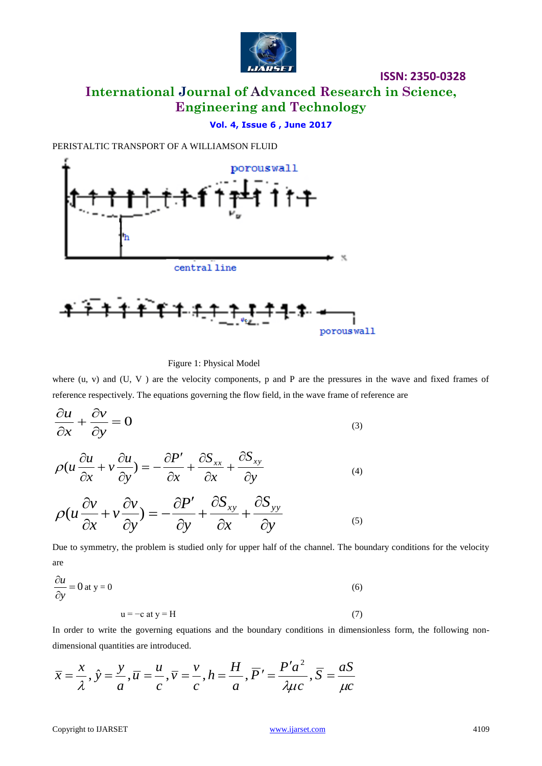PERISTALTIC TRANSPORT OF A WILLIAMSON FLUID

Figure 1: Physical Model

where (u, v) and (U, V ) are the velocity components, p and P are the pressures in the wave and fixed frames of reference respectively. The equations governing the flow field, in the wave frame of reference are

$$\frac{\partial u}{\partial x} + \frac{\partial v}{\partial y} = 0 \tag{3}$$

$$\rho\left(u\frac{\partial u}{\partial x} + v\frac{\partial u}{\partial y}\right) = -\frac{\partial P'}{\partial x} + \frac{\partial S_{xx}}{\partial x} + \frac{\partial S_{xy}}{\partial y} \tag{4}$$

$$\rho\left(u\frac{\partial v}{\partial x} + v\frac{\partial v}{\partial y}\right) = -\frac{\partial P'}{\partial y} + \frac{\partial S_{xy}}{\partial x} + \frac{\partial S_{yy}}{\partial y} \tag{5}$$

Due to symmetry, the problem is studied only for upper half of the channel. The boundary conditions for the velocity are

$$\frac{\partial u}{\partial y} = 0 \text{ at } y = 0 \tag{6}$$

$$u = -c \text{ at } y = H \tag{7}$$

In order to write the governing equations and the boundary conditions in dimensionless form, the following non-dimensional quantities are introduced.

$$\bar{x} = \frac{x}{\lambda}, \hat{y} = \frac{y}{a}, \bar{u} = \frac{u}{c}, \bar{v} = \frac{v}{c}, h = \frac{H}{a}, \bar{P}' = \frac{P' a^2}{\lambda \mu c}, \bar{S} = \frac{aS}{\mu c}$$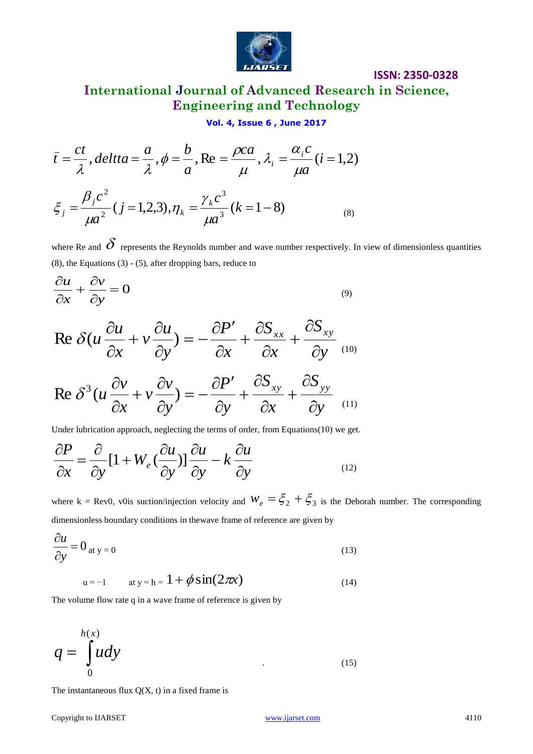$$\bar{t} = \frac{ct}{\lambda}, deltta = \frac{a}{\lambda}, \phi = \frac{b}{a}, \text{Re} = \frac{\rho ca}{\mu}, \lambda_i = \frac{\alpha_i c}{\mu a} (i = 1,2)$$

$$\xi_j = \frac{\beta_j c^2}{\mu a^2} (j = 1,2,3), \eta_k = \frac{\gamma_k c^3}{\mu a^3} (k = 1-8) \tag{8}$$

where Re and $\delta$ represents the Reynolds number and wave number respectively. In view of dimensionless quantities (8), the Equations (3) - (5), after dropping bars, reduce to

$$\frac{\partial u}{\partial x} + \frac{\partial v}{\partial y} = 0 \tag{9}$$

$$\text{Re}\,\delta(u\frac{\partial u}{\partial x} + v\frac{\partial u}{\partial y}) = -\frac{\partial P'}{\partial x} + \frac{\partial S_{xx}}{\partial x} + \frac{\partial S_{xy}}{\partial y} \tag{10}$$

$$\text{Re}\,\delta^3(u\frac{\partial v}{\partial x} + v\frac{\partial v}{\partial y}) = -\frac{\partial P'}{\partial y} + \frac{\partial S_{xy}}{\partial x} + \frac{\partial S_{yy}}{\partial y} \tag{11}$$

Under lubrication approach, neglecting the terms of order, from Equations(10) we get.

$$\frac{\partial P}{\partial x} = \frac{\partial}{\partial y}[1 + W_e(\frac{\partial u}{\partial y})]\frac{\partial u}{\partial y} - k\frac{\partial u}{\partial y} \tag{12}$$

where k = Rev0, v0is suction/injection velocity and $W_e = \xi_2 + \xi_3$ is the Deborah number. The corresponding dimensionless boundary conditions in thewave frame of reference are given by

$$\frac{\partial u}{\partial y} = 0 \text{ at } y = 0 \tag{13}$$

$$u = -1 \quad \text{at } y = h = 1 + \phi\sin(2\pi x) \tag{14}$$

The volume flow rate q in a wave frame of reference is given by

$$q = \int_0^{h(x)} u\,dy \tag{15}$$

The instantaneous flux Q(X, t) in a fixed frame is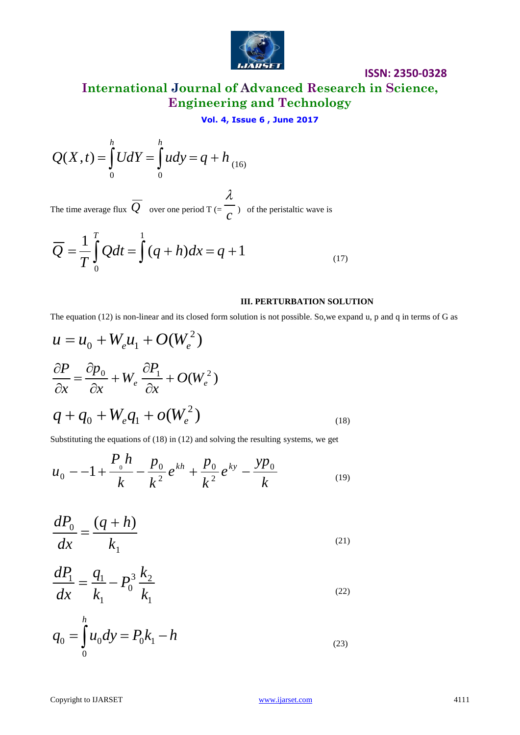$$Q(X,t) = \int_0^h U dY = \int_0^h u dy = q + h \quad (16)$$

The time average flux $\overline{Q}$ over one period T $(= \frac{\lambda}{c})$ of the peristaltic wave is

$$\overline{Q} = \frac{1}{T}\int_0^T Q dt = \int^1 (q+h) dx = q + 1 \quad (17)$$

### III. PERTURBATION SOLUTION

The equation (12) is non-linear and its closed form solution is not possible. So,we expand u, p and q in terms of G as

$$u = u_0 + W_e u_1 + O(W_e^{\,2})$$

$$\frac{\partial P}{\partial x} = \frac{\partial p_0}{\partial x} + W_e \frac{\partial P_1}{\partial x} + O(W_e^{\,2})$$

$$q + q_0 + W_e q_1 + o(W_e^{\,2}) \quad (18)$$

Substituting the equations of (18) in (12) and solving the resulting systems, we get

$$u_0 - -1 + \frac{P_0 h}{k} - \frac{p_0}{k^2} e^{kh} + \frac{p_0}{k^2} e^{ky} - \frac{y p_0}{k} \quad (19)$$

$$\frac{dP_0}{dx} = \frac{(q+h)}{k_1} \quad (21)$$

$$\frac{dP_1}{dx} = \frac{q_1}{k_1} - P_0^3 \frac{k_2}{k_1} \quad (22)$$

$$q_0 = \int_0^h u_0 dy = P_0 k_1 - h \quad (23)$$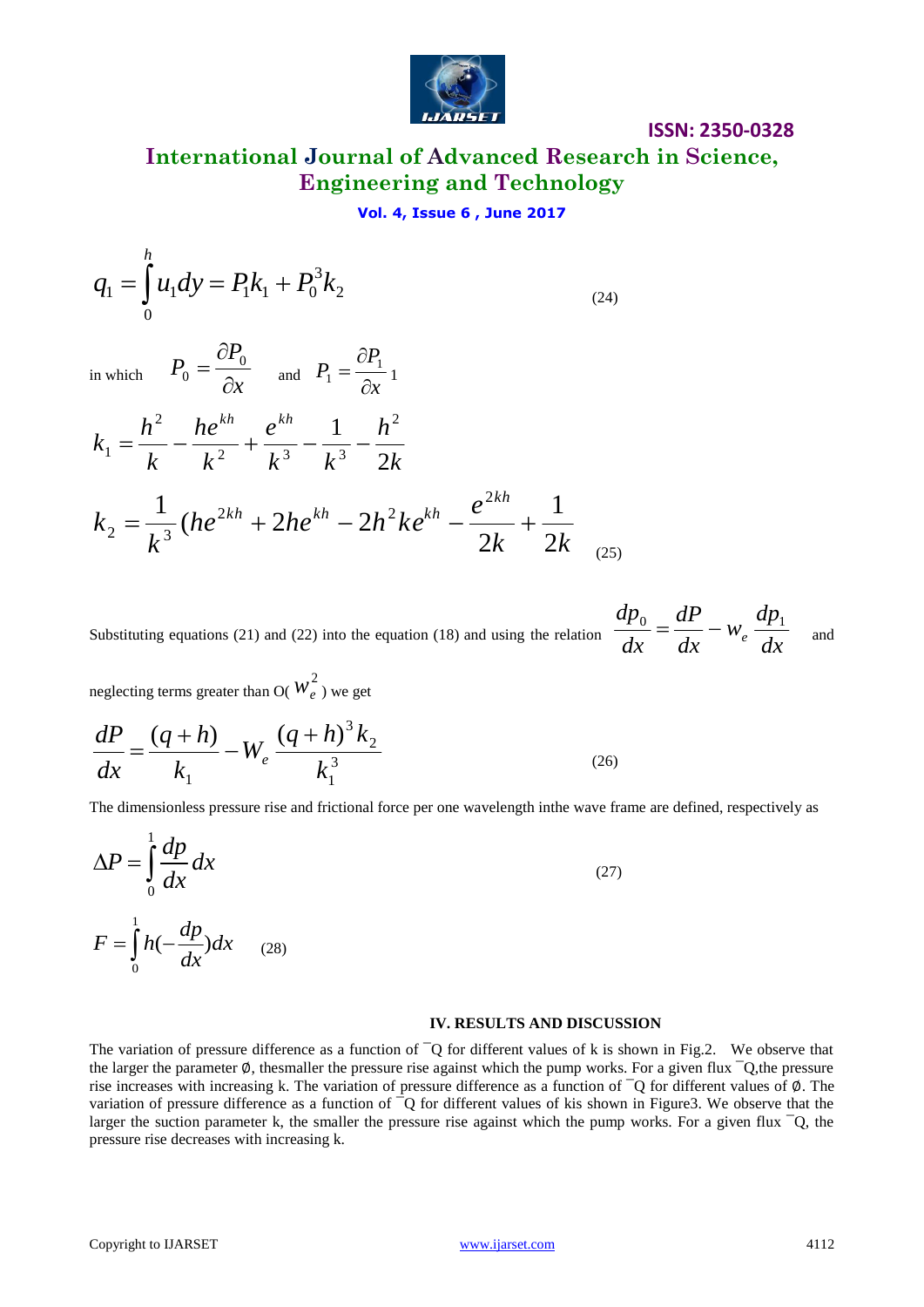$$q_1 = \int_0^h u_1 dy = P_1 k_1 + P_0^3 k_2 \tag{24}$$

in which $P_0 = \dfrac{\partial P_0}{\partial x}$ and $P_1 = \dfrac{\partial P_1}{\partial x} 1$

$$k_1 = \frac{h^2}{k} - \frac{he^{kh}}{k^2} + \frac{e^{kh}}{k^3} - \frac{1}{k^3} - \frac{h^2}{2k}$$

$$k_2 = \frac{1}{k^3}(he^{2kh} + 2he^{kh} - 2h^2 k e^{kh} - \frac{e^{2kh}}{2k} + \frac{1}{2k} \tag{25}$$

Substituting equations (21) and (22) into the equation (18) and using the relation $\dfrac{dp_0}{dx} = \dfrac{dP}{dx} - w_e \dfrac{dp_1}{dx}$ and neglecting terms greater than O( $w_e^2$ ) we get

$$\frac{dP}{dx} = \frac{(q+h)}{k_1} - W_e \frac{(q+h)^3 k_2}{k_1^3} \tag{26}$$

The dimensionless pressure rise and frictional force per one wavelength inthe wave frame are defined, respectively as

$$\Delta P = \int_0^1 \frac{dp}{dx} dx \tag{27}$$

$$F = \int_0^1 h(-\frac{dp}{dx}) dx \tag{28}$$

## IV. RESULTS AND DISCUSSION

The variation of pressure difference as a function of ¯Q for different values of k is shown in Fig.2. We observe that the larger the parameter ∅, thesmaller the pressure rise against which the pump works. For a given flux ¯Q,the pressure rise increases with increasing k. The variation of pressure difference as a function of ¯Q for different values of ∅. The variation of pressure difference as a function of ¯Q for different values of kis shown in Figure3. We observe that the larger the suction parameter k, the smaller the pressure rise against which the pump works. For a given flux ¯Q, the pressure rise decreases with increasing k.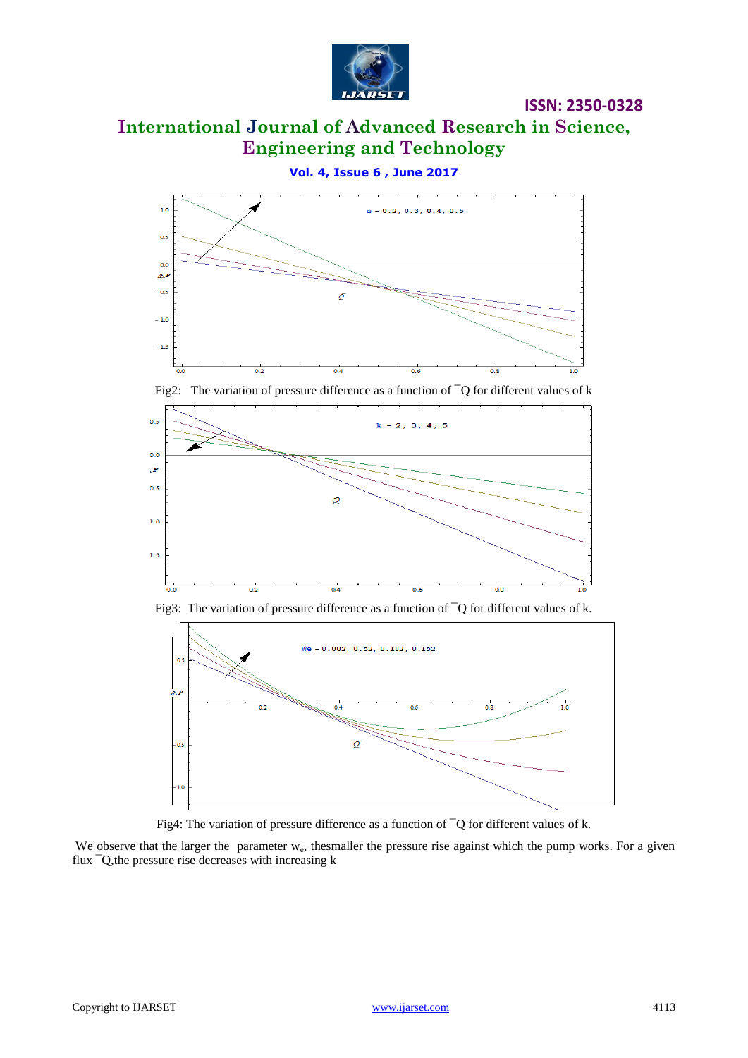Fig2: The variation of pressure difference as a function of $\bar{Q}$ for different values of k

Fig3: The variation of pressure difference as a function of $\bar{Q}$ for different values of k.

Fig4: The variation of pressure difference as a function of $\bar{Q}$ for different values of k.

We observe that the larger the parameter $w_e$, thesmaller the pressure rise against which the pump works. For a given flux $\bar{Q}$,the pressure rise decreases with increasing k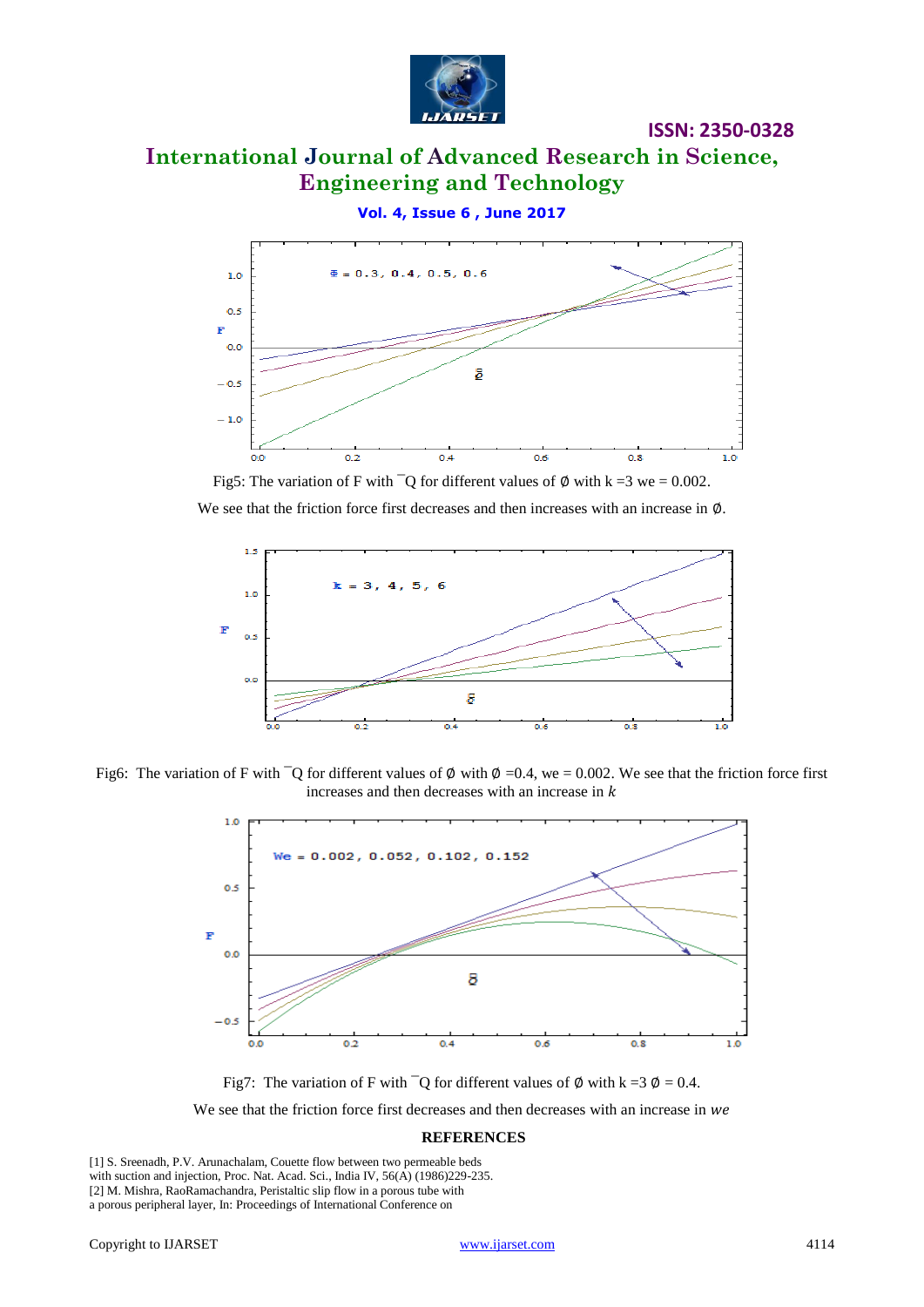Fig5: The variation of F with $\bar{Q}$ for different values of ∅ with k =3 we = 0.002.

We see that the friction force first decreases and then increases with an increase in ∅.

Fig6: The variation of F with $\bar{Q}$ for different values of ∅ with ∅ =0.4, we = 0.002. We see that the friction force first increases and then decreases with an increase in *k*

Fig7: The variation of F with $\bar{Q}$ for different values of ∅ with k =3 ∅ = 0.4.

We see that the friction force first decreases and then decreases with an increase in *we*

## REFERENCES

[1] S. Sreenadh, P.V. Arunachalam, Couette flow between two permeable beds with suction and injection, Proc. Nat. Acad. Sci., India IV, 56(A) (1986)229-235.
[2] M. Mishra, RaoRamachandra, Peristaltic slip flow in a porous tube with a porous peripheral layer, In: Proceedings of International Conference on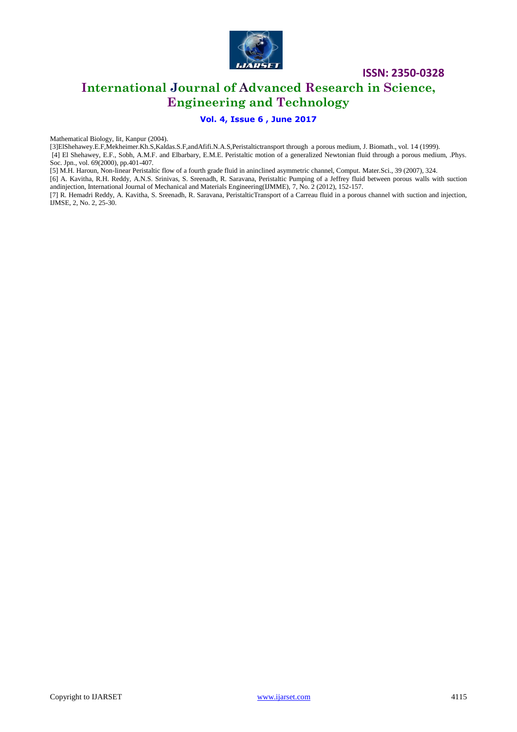Mathematical Biology, Iit, Kanpur (2004).

[3]ElShehawey.E.F,Mekheimer.Kh.S,Kaldas.S.F,andAfifi.N.A.S,Peristaltictransport through a porous medium, J. Biomath., vol. 14 (1999).

[4] El Shehawey, E.F., Sobh, A.M.F. and Elbarbary, E.M.E. Peristaltic motion of a generalized Newtonian fluid through a porous medium, .Phys. Soc. Jpn., vol. 69(2000), pp.401-407.

[5] M.H. Haroun, Non-linear Peristaltic flow of a fourth grade fluid in aninclined asymmetric channel, Comput. Mater.Sci., 39 (2007), 324.

[6] A. Kavitha, R.H. Reddy, A.N.S. Srinivas, S. Sreenadh, R. Saravana, Peristaltic Pumping of a Jeffrey fluid between porous walls with suction andinjection, International Journal of Mechanical and Materials Engineering(IJMME), 7, No. 2 (2012), 152-157.

[7] R. Hemadri Reddy, A. Kavitha, S. Sreenadh, R. Saravana, PeristalticTransport of a Carreau fluid in a porous channel with suction and injection, IJMSE, 2, No. 2, 25-30.